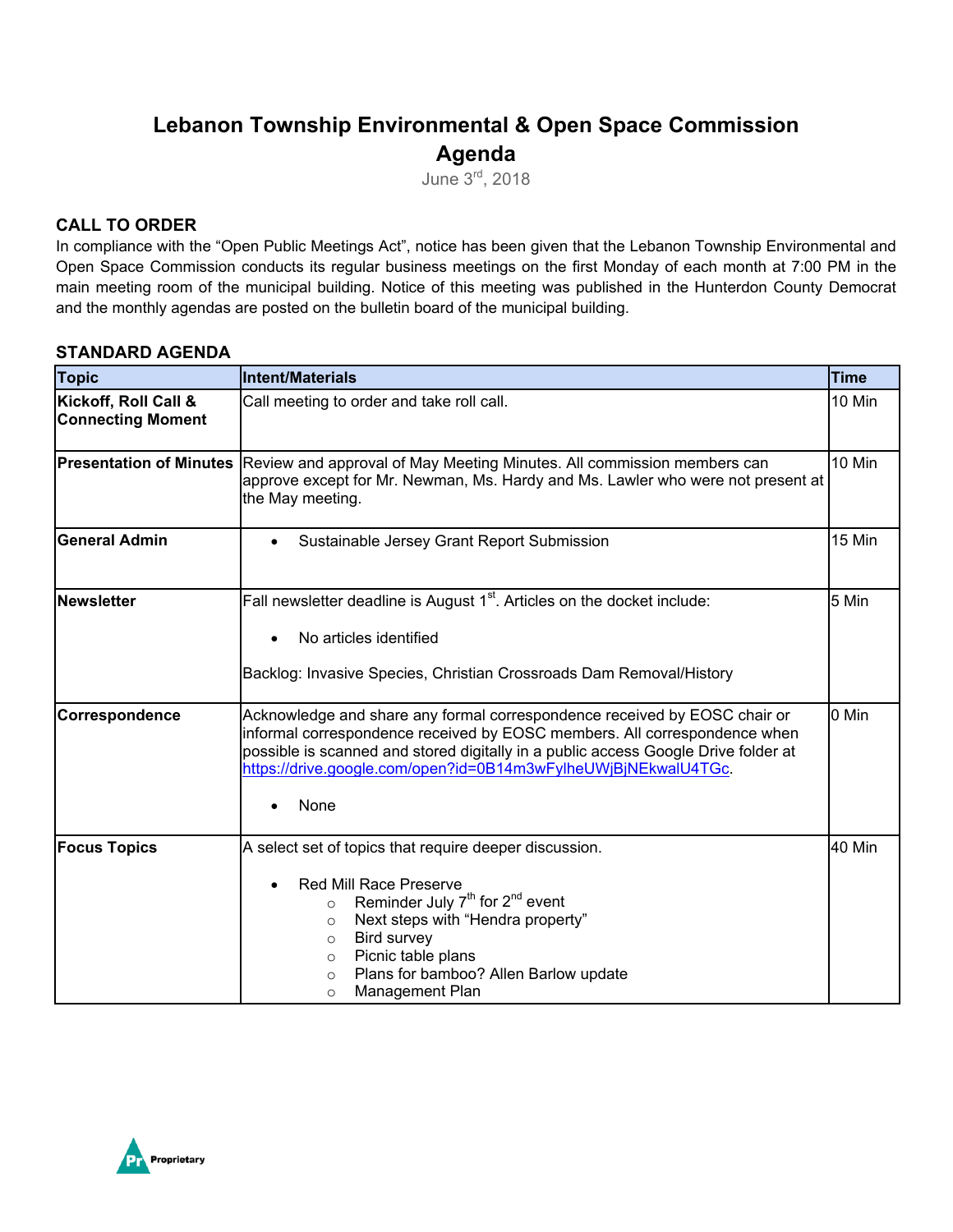# Lebanon Township Environmental & Open Space Commission Agenda

June 3rd, 2018

## CALL TO ORDER

In compliance with the "Open Public Meetings Act", notice has been given that the Lebanon Township Environmental and Open Space Commission conducts its regular business meetings on the first Monday of each month at 7:00 PM in the main meeting room of the municipal building. Notice of this meeting was published in the Hunterdon County Democrat and the monthly agendas are posted on the bulletin board of the municipal building.

## STANDARD AGENDA

| Topic | Intent/Materials | Time |
|---|---|---|
| **Kickoff, Roll Call & Connecting Moment** | Call meeting to order and take roll call. | 10 Min |
| **Presentation of Minutes** | Review and approval of May Meeting Minutes. All commission members can approve except for Mr. Newman, Ms. Hardy and Ms. Lawler who were not present at the May meeting. | 10 Min |
| **General Admin** | • Sustainable Jersey Grant Report Submission | 15 Min |
| **Newsletter** | Fall newsletter deadline is August 1st. Articles on the docket include:<br>• No articles identified<br><br>Backlog: Invasive Species, Christian Crossroads Dam Removal/History | 5 Min |
| **Correspondence** | Acknowledge and share any formal correspondence received by EOSC chair or informal correspondence received by EOSC members. All correspondence when possible is scanned and stored digitally in a public access Google Drive folder at https://drive.google.com/open?id=0B14m3wFylheUWjBjNEkwalU4TGc.<br>• None | 0 Min |
| **Focus Topics** | A select set of topics that require deeper discussion.<br>• Red Mill Race Preserve<br>  ○ Reminder July 7th for 2nd event<br>  ○ Next steps with "Hendra property"<br>  ○ Bird survey<br>  ○ Picnic table plans<br>  ○ Plans for bamboo? Allen Barlow update<br>  ○ Management Plan | 40 Min |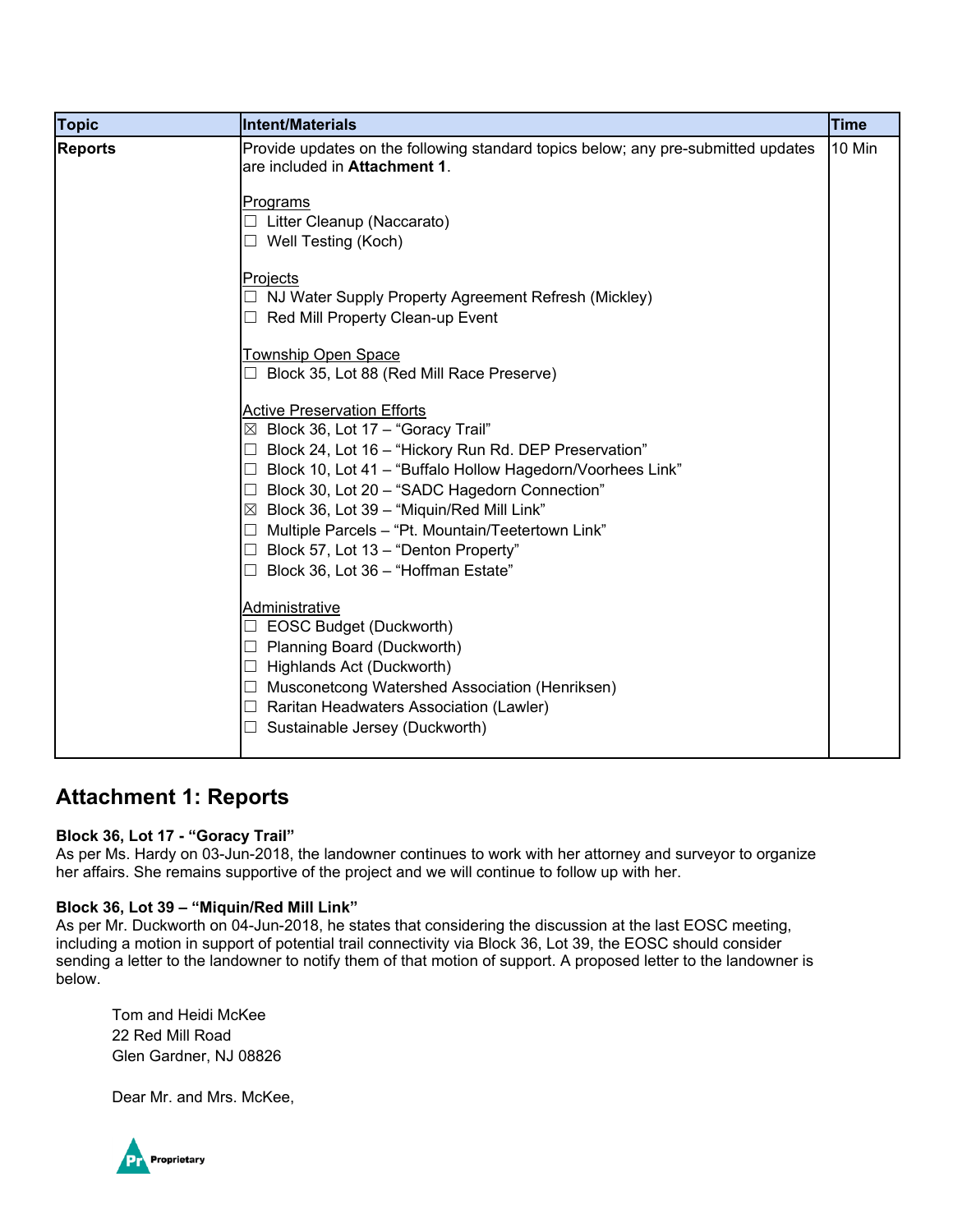| Topic | Intent/Materials | Time |
|---|---|---|
| **Reports** | Provide updates on the following standard topics below; any pre-submitted updates are included in **Attachment 1**.<br><br><u>Programs</u><br>☐ Litter Cleanup (Naccarato)<br>☐ Well Testing (Koch)<br><br><u>Projects</u><br>☐ NJ Water Supply Property Agreement Refresh (Mickley)<br>☐ Red Mill Property Clean-up Event<br><br><u>Township Open Space</u><br>☐ Block 35, Lot 88 (Red Mill Race Preserve)<br><br><u>Active Preservation Efforts</u><br>☒ Block 36, Lot 17 – "Goracy Trail"<br>☐ Block 24, Lot 16 – "Hickory Run Rd. DEP Preservation"<br>☐ Block 10, Lot 41 – "Buffalo Hollow Hagedorn/Voorhees Link"<br>☐ Block 30, Lot 20 – "SADC Hagedorn Connection"<br>☒ Block 36, Lot 39 – "Miquin/Red Mill Link"<br>☐ Multiple Parcels – "Pt. Mountain/Teetertown Link"<br>☐ Block 57, Lot 13 – "Denton Property"<br>☐ Block 36, Lot 36 – "Hoffman Estate"<br><br><u>Administrative</u><br>☐ EOSC Budget (Duckworth)<br>☐ Planning Board (Duckworth)<br>☐ Highlands Act (Duckworth)<br>☐ Musconetcong Watershed Association (Henriksen)<br>☐ Raritan Headwaters Association (Lawler)<br>☐ Sustainable Jersey (Duckworth) | 10 Min |

## Attachment 1: Reports

**Block 36, Lot 17 - "Goracy Trail"**
As per Ms. Hardy on 03-Jun-2018, the landowner continues to work with her attorney and surveyor to organize her affairs. She remains supportive of the project and we will continue to follow up with her.

**Block 36, Lot 39 – "Miquin/Red Mill Link"**
As per Mr. Duckworth on 04-Jun-2018, he states that considering the discussion at the last EOSC meeting, including a motion in support of potential trail connectivity via Block 36, Lot 39, the EOSC should consider sending a letter to the landowner to notify them of that motion of support. A proposed letter to the landowner is below.

> Tom and Heidi McKee
> 22 Red Mill Road
> Glen Gardner, NJ 08826
>
> Dear Mr. and Mrs. McKee,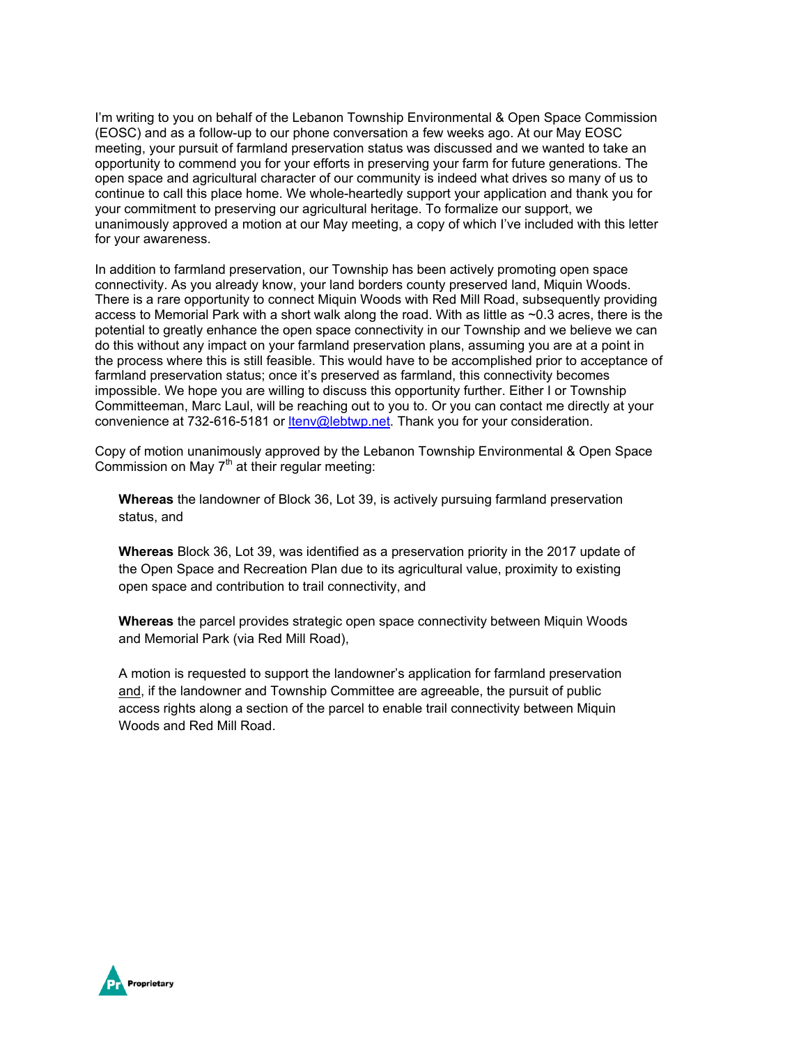I'm writing to you on behalf of the Lebanon Township Environmental & Open Space Commission (EOSC) and as a follow-up to our phone conversation a few weeks ago. At our May EOSC meeting, your pursuit of farmland preservation status was discussed and we wanted to take an opportunity to commend you for your efforts in preserving your farm for future generations. The open space and agricultural character of our community is indeed what drives so many of us to continue to call this place home. We whole-heartedly support your application and thank you for your commitment to preserving our agricultural heritage. To formalize our support, we unanimously approved a motion at our May meeting, a copy of which I've included with this letter for your awareness.

In addition to farmland preservation, our Township has been actively promoting open space connectivity. As you already know, your land borders county preserved land, Miquin Woods. There is a rare opportunity to connect Miquin Woods with Red Mill Road, subsequently providing access to Memorial Park with a short walk along the road. With as little as ~0.3 acres, there is the potential to greatly enhance the open space connectivity in our Township and we believe we can do this without any impact on your farmland preservation plans, assuming you are at a point in the process where this is still feasible. This would have to be accomplished prior to acceptance of farmland preservation status; once it's preserved as farmland, this connectivity becomes impossible. We hope you are willing to discuss this opportunity further. Either I or Township Committeeman, Marc Laul, will be reaching out to you to. Or you can contact me directly at your convenience at 732-616-5181 or ltenv@lebtwp.net. Thank you for your consideration.

Copy of motion unanimously approved by the Lebanon Township Environmental & Open Space Commission on May 7th at their regular meeting:

> **Whereas** the landowner of Block 36, Lot 39, is actively pursuing farmland preservation status, and
>
> **Whereas** Block 36, Lot 39, was identified as a preservation priority in the 2017 update of the Open Space and Recreation Plan due to its agricultural value, proximity to existing open space and contribution to trail connectivity, and
>
> **Whereas** the parcel provides strategic open space connectivity between Miquin Woods and Memorial Park (via Red Mill Road),
>
> A motion is requested to support the landowner's application for farmland preservation <u>and</u>, if the landowner and Township Committee are agreeable, the pursuit of public access rights along a section of the parcel to enable trail connectivity between Miquin Woods and Red Mill Road.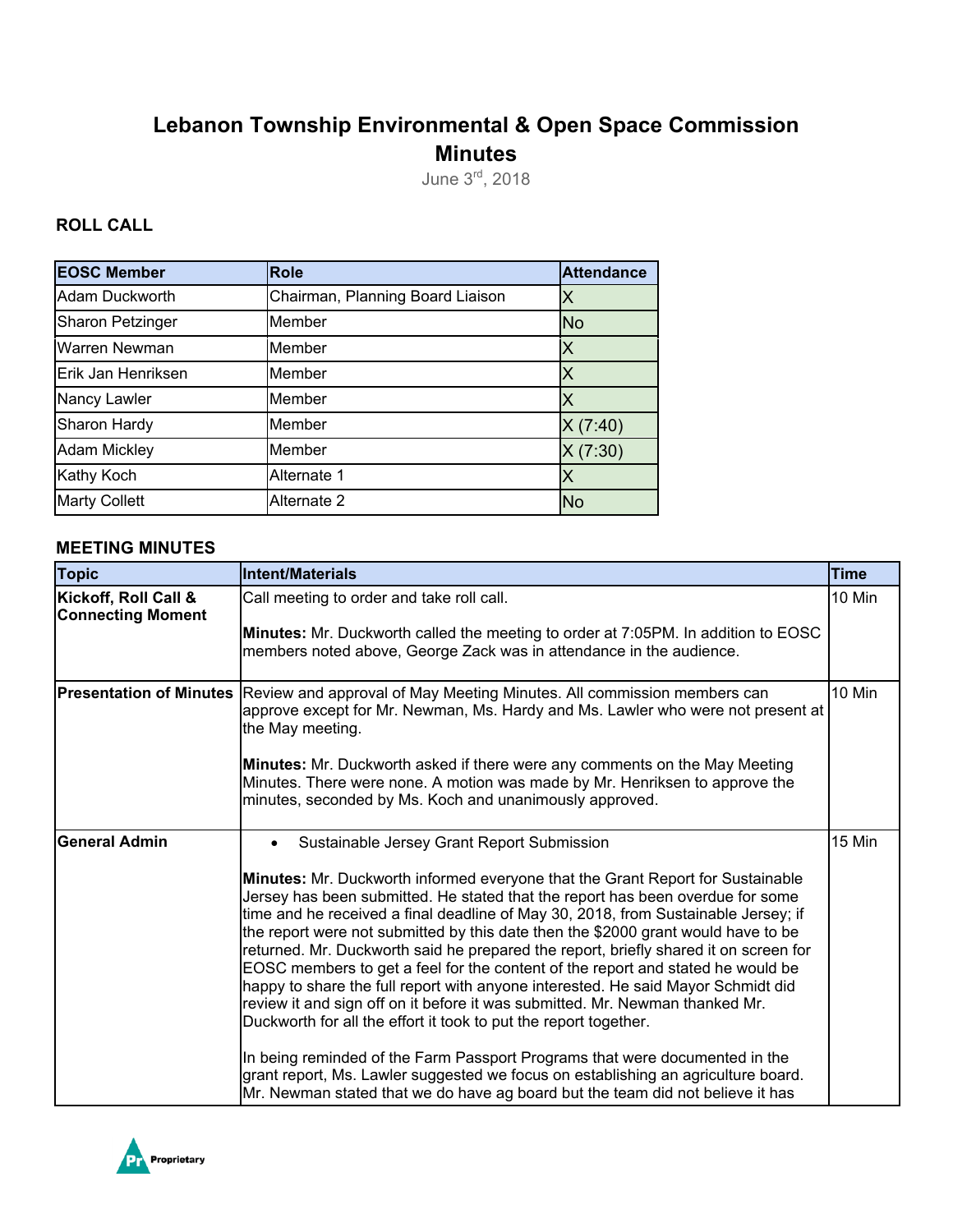# Lebanon Township Environmental & Open Space Commission Minutes

June 3rd, 2018

### ROLL CALL

| EOSC Member | Role | Attendance |
|---|---|---|
| Adam Duckworth | Chairman, Planning Board Liaison | X |
| Sharon Petzinger | Member | No |
| Warren Newman | Member | X |
| Erik Jan Henriksen | Member | X |
| Nancy Lawler | Member | X |
| Sharon Hardy | Member | X (7:40) |
| Adam Mickley | Member | X (7:30) |
| Kathy Koch | Alternate 1 | X |
| Marty Collett | Alternate 2 | No |

### MEETING MINUTES

| Topic | Intent/Materials | Time |
|---|---|---|
| **Kickoff, Roll Call & Connecting Moment** | Call meeting to order and take roll call.<br><br>**Minutes:** Mr. Duckworth called the meeting to order at 7:05PM. In addition to EOSC members noted above, George Zack was in attendance in the audience. | 10 Min |
| **Presentation of Minutes** | Review and approval of May Meeting Minutes. All commission members can approve except for Mr. Newman, Ms. Hardy and Ms. Lawler who were not present at the May meeting.<br><br>**Minutes:** Mr. Duckworth asked if there were any comments on the May Meeting Minutes. There were none. A motion was made by Mr. Henriksen to approve the minutes, seconded by Ms. Koch and unanimously approved. | 10 Min |
| **General Admin** | • Sustainable Jersey Grant Report Submission<br><br>**Minutes:** Mr. Duckworth informed everyone that the Grant Report for Sustainable Jersey has been submitted. He stated that the report has been overdue for some time and he received a final deadline of May 30, 2018, from Sustainable Jersey; if the report were not submitted by this date then the $2000 grant would have to be returned. Mr. Duckworth said he prepared the report, briefly shared it on screen for EOSC members to get a feel for the content of the report and stated he would be happy to share the full report with anyone interested. He said Mayor Schmidt did review it and sign off on it before it was submitted. Mr. Newman thanked Mr. Duckworth for all the effort it took to put the report together.<br><br>In being reminded of the Farm Passport Programs that were documented in the grant report, Ms. Lawler suggested we focus on establishing an agriculture board. Mr. Newman stated that we do have ag board but the team did not believe it has | 15 Min |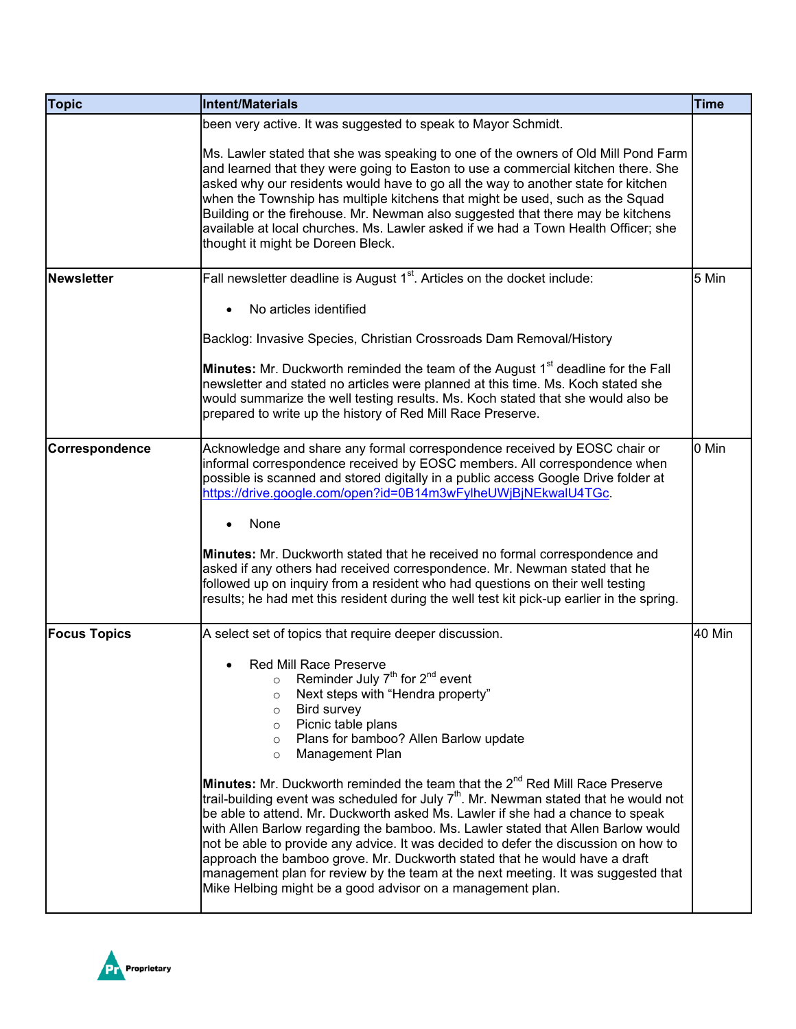| Topic | Intent/Materials | Time |
|---|---|---|
| | been very active. It was suggested to speak to Mayor Schmidt.<br><br>Ms. Lawler stated that she was speaking to one of the owners of Old Mill Pond Farm and learned that they were going to Easton to use a commercial kitchen there. She asked why our residents would have to go all the way to another state for kitchen when the Township has multiple kitchens that might be used, such as the Squad Building or the firehouse. Mr. Newman also suggested that there may be kitchens available at local churches. Ms. Lawler asked if we had a Town Health Officer; she thought it might be Doreen Bleck. | |
| **Newsletter** | Fall newsletter deadline is August 1st. Articles on the docket include:<br><br>• No articles identified<br><br>Backlog: Invasive Species, Christian Crossroads Dam Removal/History<br><br>**Minutes:** Mr. Duckworth reminded the team of the August 1st deadline for the Fall newsletter and stated no articles were planned at this time. Ms. Koch stated she would summarize the well testing results. Ms. Koch stated that she would also be prepared to write up the history of Red Mill Race Preserve. | 5 Min |
| **Correspondence** | Acknowledge and share any formal correspondence received by EOSC chair or informal correspondence received by EOSC members. All correspondence when possible is scanned and stored digitally in a public access Google Drive folder at https://drive.google.com/open?id=0B14m3wFylheUWjBjNEkwalU4TGc.<br><br>• None<br><br>**Minutes:** Mr. Duckworth stated that he received no formal correspondence and asked if any others had received correspondence. Mr. Newman stated that he followed up on inquiry from a resident who had questions on their well testing results; he had met this resident during the well test kit pick-up earlier in the spring. | 0 Min |
| **Focus Topics** | A select set of topics that require deeper discussion.<br><br>• Red Mill Race Preserve<br>  ○ Reminder July 7th for 2nd event<br>  ○ Next steps with "Hendra property"<br>  ○ Bird survey<br>  ○ Picnic table plans<br>  ○ Plans for bamboo? Allen Barlow update<br>  ○ Management Plan<br><br>**Minutes:** Mr. Duckworth reminded the team that the 2nd Red Mill Race Preserve trail-building event was scheduled for July 7th. Mr. Newman stated that he would not be able to attend. Mr. Duckworth asked Ms. Lawler if she had a chance to speak with Allen Barlow regarding the bamboo. Ms. Lawler stated that Allen Barlow would not be able to provide any advice. It was decided to defer the discussion on how to approach the bamboo grove. Mr. Duckworth stated that he would have a draft management plan for review by the team at the next meeting. It was suggested that Mike Helbing might be a good advisor on a management plan. | 40 Min |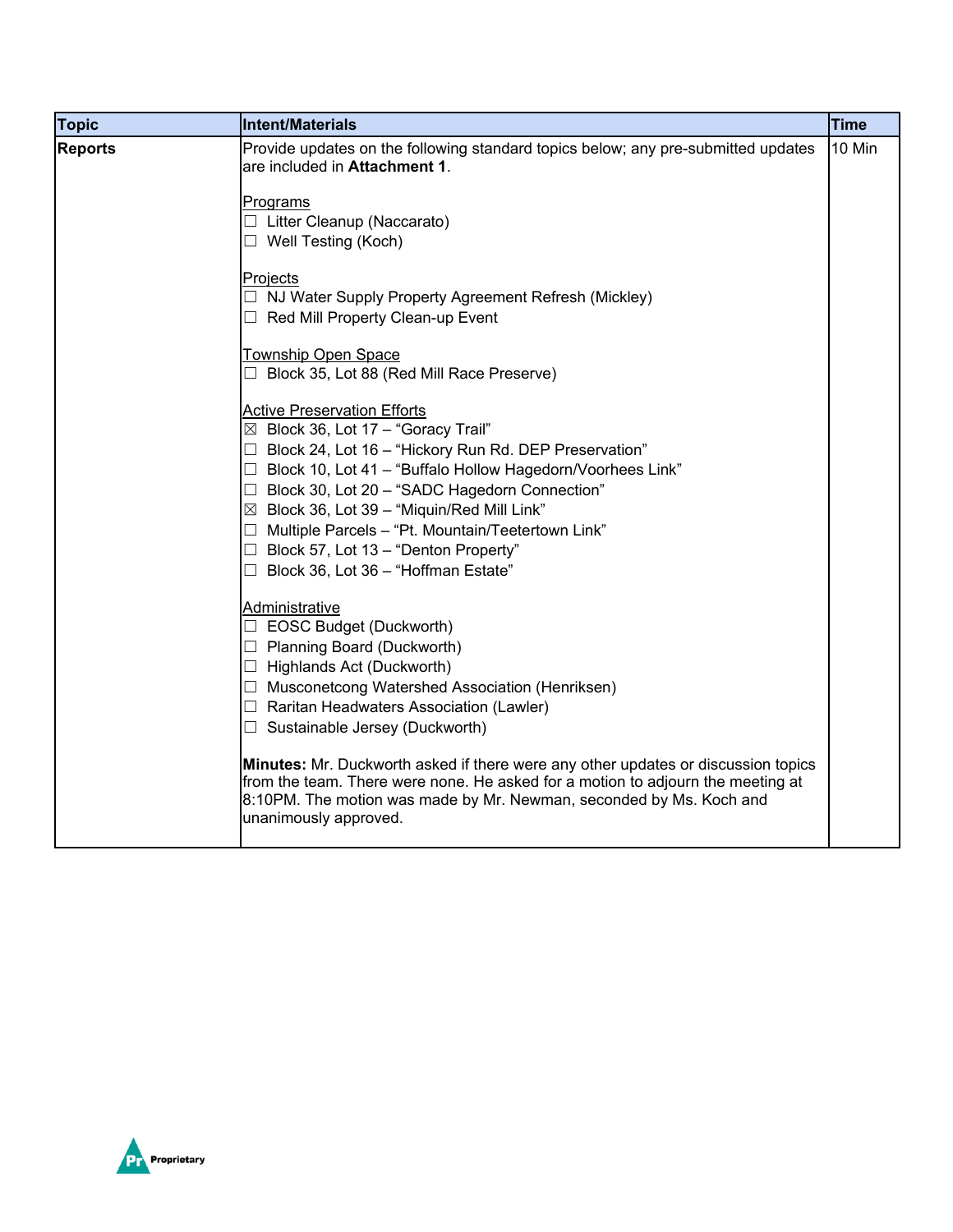| Topic | Intent/Materials | Time |
|---|---|---|
| **Reports** | Provide updates on the following standard topics below; any pre-submitted updates are included in **Attachment 1**.<br><br>Programs<br>☐ Litter Cleanup (Naccarato)<br>☐ Well Testing (Koch)<br><br>Projects<br>☐ NJ Water Supply Property Agreement Refresh (Mickley)<br>☐ Red Mill Property Clean-up Event<br><br>Township Open Space<br>☐ Block 35, Lot 88 (Red Mill Race Preserve)<br><br>Active Preservation Efforts<br>☒ Block 36, Lot 17 – "Goracy Trail"<br>☐ Block 24, Lot 16 – "Hickory Run Rd. DEP Preservation"<br>☐ Block 10, Lot 41 – "Buffalo Hollow Hagedorn/Voorhees Link"<br>☐ Block 30, Lot 20 – "SADC Hagedorn Connection"<br>☒ Block 36, Lot 39 – "Miquin/Red Mill Link"<br>☐ Multiple Parcels – "Pt. Mountain/Teetertown Link"<br>☐ Block 57, Lot 13 – "Denton Property"<br>☐ Block 36, Lot 36 – "Hoffman Estate"<br><br>Administrative<br>☐ EOSC Budget (Duckworth)<br>☐ Planning Board (Duckworth)<br>☐ Highlands Act (Duckworth)<br>☐ Musconetcong Watershed Association (Henriksen)<br>☐ Raritan Headwaters Association (Lawler)<br>☐ Sustainable Jersey (Duckworth)<br><br>**Minutes:** Mr. Duckworth asked if there were any other updates or discussion topics from the team. There were none. He asked for a motion to adjourn the meeting at 8:10PM. The motion was made by Mr. Newman, seconded by Ms. Koch and unanimously approved. | 10 Min |

Pr Proprietary